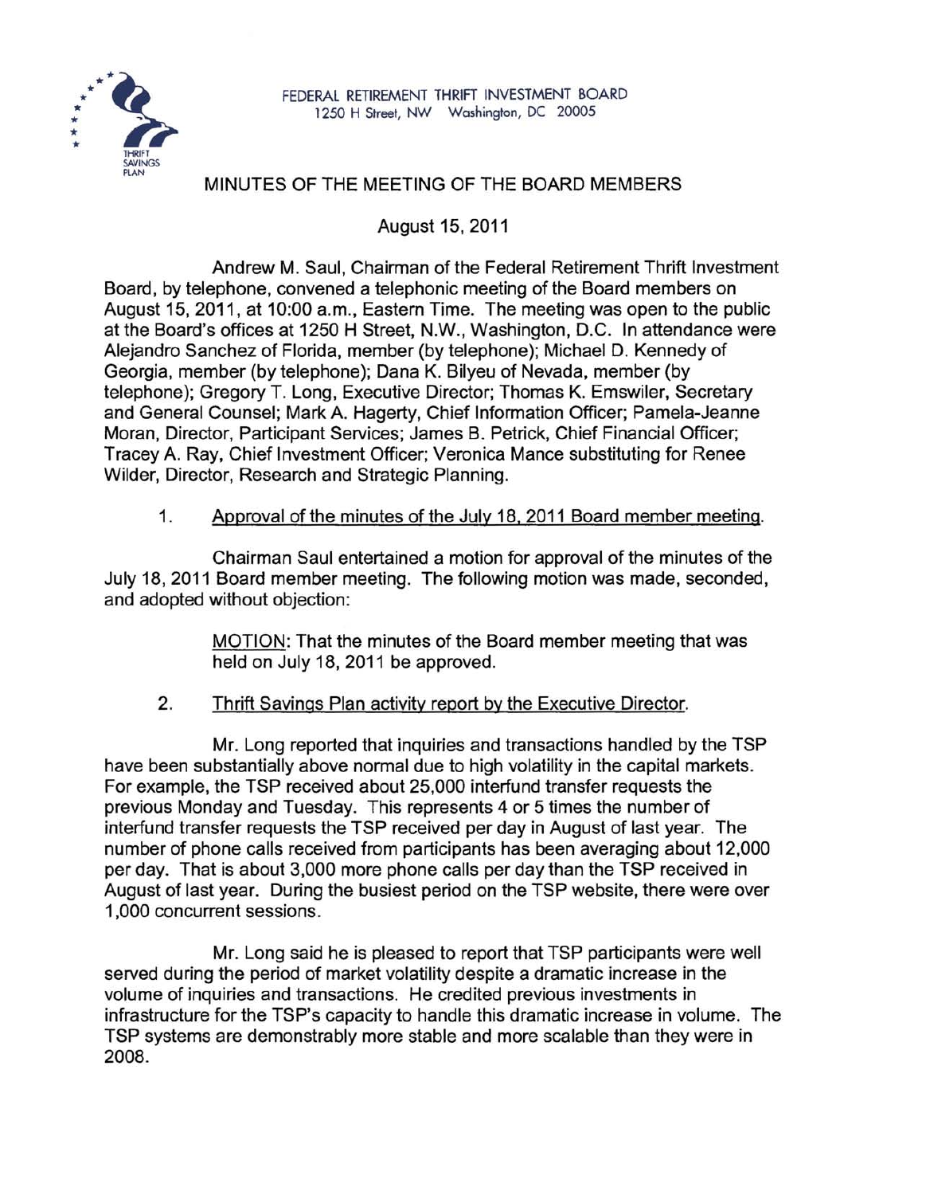FEDERAL RETIREMENT THRIFT INVESTMENT BOARD
1250 H Street, NW Washington, DC 20005

# MINUTES OF THE MEETING OF THE BOARD MEMBERS

August 15, 2011

Andrew M. Saul, Chairman of the Federal Retirement Thrift Investment Board, by telephone, convened a telephonic meeting of the Board members on August 15, 2011, at 10:00 a.m., Eastern Time. The meeting was open to the public at the Board's offices at 1250 H Street, N.W., Washington, D.C. In attendance were Alejandro Sanchez of Florida, member (by telephone); Michael D. Kennedy of Georgia, member (by telephone); Dana K. Bilyeu of Nevada, member (by telephone); Gregory T. Long, Executive Director; Thomas K. Emswiler, Secretary and General Counsel; Mark A. Hagerty, Chief Information Officer; Pamela-Jeanne Moran, Director, Participant Services; James B. Petrick, Chief Financial Officer; Tracey A. Ray, Chief Investment Officer; Veronica Mance substituting for Renee Wilder, Director, Research and Strategic Planning.

1. Approval of the minutes of the July 18, 2011 Board member meeting.

Chairman Saul entertained a motion for approval of the minutes of the July 18, 2011 Board member meeting. The following motion was made, seconded, and adopted without objection:

> MOTION: That the minutes of the Board member meeting that was held on July 18, 2011 be approved.

2. Thrift Savings Plan activity report by the Executive Director.

Mr. Long reported that inquiries and transactions handled by the TSP have been substantially above normal due to high volatility in the capital markets. For example, the TSP received about 25,000 interfund transfer requests the previous Monday and Tuesday. This represents 4 or 5 times the number of interfund transfer requests the TSP received per day in August of last year. The number of phone calls received from participants has been averaging about 12,000 per day. That is about 3,000 more phone calls per day than the TSP received in August of last year. During the busiest period on the TSP website, there were over 1,000 concurrent sessions.

Mr. Long said he is pleased to report that TSP participants were well served during the period of market volatility despite a dramatic increase in the volume of inquiries and transactions. He credited previous investments in infrastructure for the TSP's capacity to handle this dramatic increase in volume. The TSP systems are demonstrably more stable and more scalable than they were in 2008.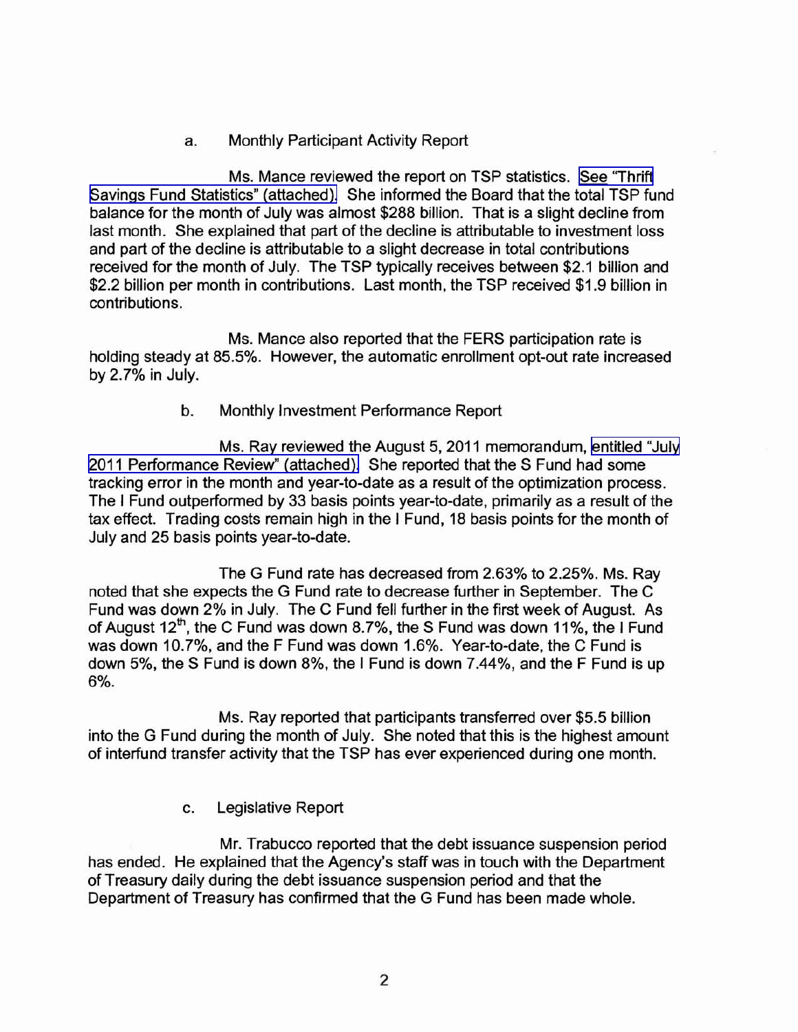a. Monthly Participant Activity Report

Ms. Mance reviewed the report on TSP statistics. See "Thrift Savings Fund Statistics" (attached). She informed the Board that the total TSP fund balance for the month of July was almost $288 billion. That is a slight decline from last month. She explained that part of the decline is attributable to investment loss and part of the decline is attributable to a slight decrease in total contributions received for the month of July. The TSP typically receives between $2.1 billion and $2.2 billion per month in contributions. Last month, the TSP received $1.9 billion in contributions.

Ms. Mance also reported that the FERS participation rate is holding steady at 85.5%. However, the automatic enrollment opt-out rate increased by 2.7% in July.

b. Monthly Investment Performance Report

Ms. Ray reviewed the August 5, 2011 memorandum, entitled "July 2011 Performance Review" (attached). She reported that the S Fund had some tracking error in the month and year-to-date as a result of the optimization process. The I Fund outperformed by 33 basis points year-to-date, primarily as a result of the tax effect. Trading costs remain high in the I Fund, 18 basis points for the month of July and 25 basis points year-to-date.

The G Fund rate has decreased from 2.63% to 2.25%. Ms. Ray noted that she expects the G Fund rate to decrease further in September. The C Fund was down 2% in July. The C Fund fell further in the first week of August. As of August 12th, the C Fund was down 8.7%, the S Fund was down 11%, the I Fund was down 10.7%, and the F Fund was down 1.6%. Year-to-date, the C Fund is down 5%, the S Fund is down 8%, the I Fund is down 7.44%, and the F Fund is up 6%.

Ms. Ray reported that participants transferred over $5.5 billion into the G Fund during the month of July. She noted that this is the highest amount of interfund transfer activity that the TSP has ever experienced during one month.

c. Legislative Report

Mr. Trabucco reported that the debt issuance suspension period has ended. He explained that the Agency's staff was in touch with the Department of Treasury daily during the debt issuance suspension period and that the Department of Treasury has confirmed that the G Fund has been made whole.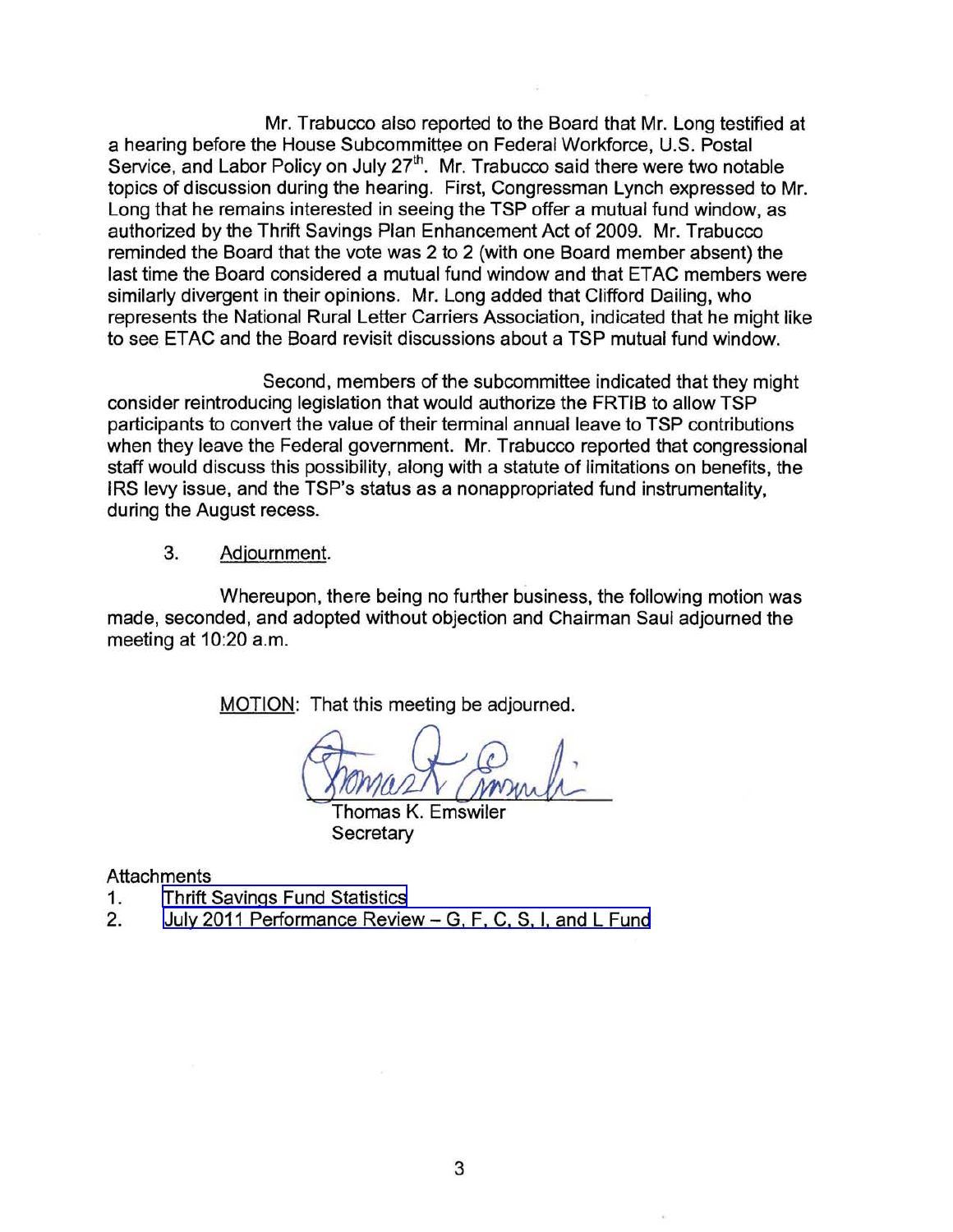Mr. Trabucco also reported to the Board that Mr. Long testified at a hearing before the House Subcommittee on Federal Workforce, U.S. Postal Service, and Labor Policy on July 27th. Mr. Trabucco said there were two notable topics of discussion during the hearing. First, Congressman Lynch expressed to Mr. Long that he remains interested in seeing the TSP offer a mutual fund window, as authorized by the Thrift Savings Plan Enhancement Act of 2009. Mr. Trabucco reminded the Board that the vote was 2 to 2 (with one Board member absent) the last time the Board considered a mutual fund window and that ETAC members were similarly divergent in their opinions. Mr. Long added that Clifford Dailing, who represents the National Rural Letter Carriers Association, indicated that he might like to see ETAC and the Board revisit discussions about a TSP mutual fund window.

Second, members of the subcommittee indicated that they might consider reintroducing legislation that would authorize the FRTIB to allow TSP participants to convert the value of their terminal annual leave to TSP contributions when they leave the Federal government. Mr. Trabucco reported that congressional staff would discuss this possibility, along with a statute of limitations on benefits, the IRS levy issue, and the TSP's status as a nonappropriated fund instrumentality, during the August recess.

3. Adjournment.

Whereupon, there being no further business, the following motion was made, seconded, and adopted without objection and Chairman Saul adjourned the meeting at 10:20 a.m.

MOTION: That this meeting be adjourned.

Thomas K. Emswiler
Secretary

Attachments
1. Thrift Savings Fund Statistics
2. July 2011 Performance Review – G, F, C, S, I, and L Fund